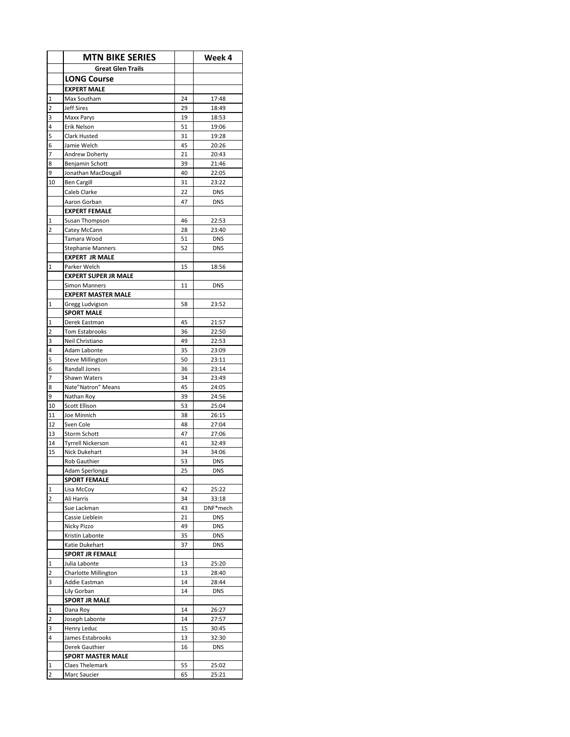| | MTN BIKE SERIES | | Week 4 |
|---|---|---|---|
| | **Great Glen Trails** | | |
| | **LONG Course** | | |
| | **EXPERT MALE** | | |
| 1 | Max Southam | 24 | 17:48 |
| 2 | Jeff Sires | 29 | 18:49 |
| 3 | Maxx Parys | 19 | 18:53 |
| 4 | Erik Nelson | 51 | 19:06 |
| 5 | Clark Husted | 31 | 19:28 |
| 6 | Jamie Welch | 45 | 20:26 |
| 7 | Andrew Doherty | 21 | 20:43 |
| 8 | Benjamin Schott | 39 | 21:46 |
| 9 | Jonathan MacDougall | 40 | 22:05 |
| 10 | Ben Cargill | 31 | 23:22 |
| | Caleb Clarke | 22 | DNS |
| | Aaron Gorban | 47 | DNS |
| | **EXPERT FEMALE** | | |
| 1 | Susan Thompson | 46 | 22:53 |
| 2 | Catey McCann | 28 | 23:40 |
| | Tamara Wood | 51 | DNS |
| | Stephanie Manners | 52 | DNS |
| | **EXPERT JR MALE** | | |
| 1 | Parker Welch | 15 | 18:56 |
| | **EXPERT SUPER JR MALE** | | |
| | Simon Manners | 11 | DNS |
| | **EXPERT MASTER MALE** | | |
| 1 | Gregg Ludvigson | 58 | 23:52 |
| | **SPORT MALE** | | |
| 1 | Derek Eastman | 45 | 21:57 |
| 2 | Tom Estabrooks | 36 | 22:50 |
| 3 | Neil Christiano | 49 | 22:53 |
| 4 | Adam Labonte | 35 | 23:09 |
| 5 | Steve Millington | 50 | 23:11 |
| 6 | Randall Jones | 36 | 23:14 |
| 7 | Shawn Waters | 34 | 23:49 |
| 8 | Nate"Natron" Means | 45 | 24:05 |
| 9 | Nathan Roy | 39 | 24:56 |
| 10 | Scott Ellison | 53 | 25:04 |
| 11 | Joe Minnich | 38 | 26:15 |
| 12 | Sven Cole | 48 | 27:04 |
| 13 | Storm Schott | 47 | 27:06 |
| 14 | Tyrrell Nickerson | 41 | 32:49 |
| 15 | Nick Dukehart | 34 | 34:06 |
| | Rob Gauthier | 53 | DNS |
| | Adam Sperlonga | 25 | DNS |
| | **SPORT FEMALE** | | |
| 1 | Lisa McCoy | 42 | 25:22 |
| 2 | Ali Harris | 34 | 33:18 |
| | Sue Lackman | 43 | DNF*mech |
| | Cassie Lieblein | 21 | DNS |
| | Nicky Pizzo | 49 | DNS |
| | Kristin Labonte | 35 | DNS |
| | Katie Dukehart | 37 | DNS |
| | **SPORT JR FEMALE** | | |
| 1 | Julia Labonte | 13 | 25:20 |
| 2 | Charlotte Millington | 13 | 28:40 |
| 3 | Addie Eastman | 14 | 28:44 |
| | Lily Gorban | 14 | DNS |
| | **SPORT JR MALE** | | |
| 1 | Dana Roy | 14 | 26:27 |
| 2 | Joseph Labonte | 14 | 27:57 |
| 3 | Henry Leduc | 15 | 30:45 |
| 4 | James Estabrooks | 13 | 32:30 |
| | Derek Gauthier | 16 | DNS |
| | **SPORT MASTER MALE** | | |
| 1 | Claes Thelemark | 55 | 25:02 |
| 2 | Marc Saucier | 65 | 25:21 |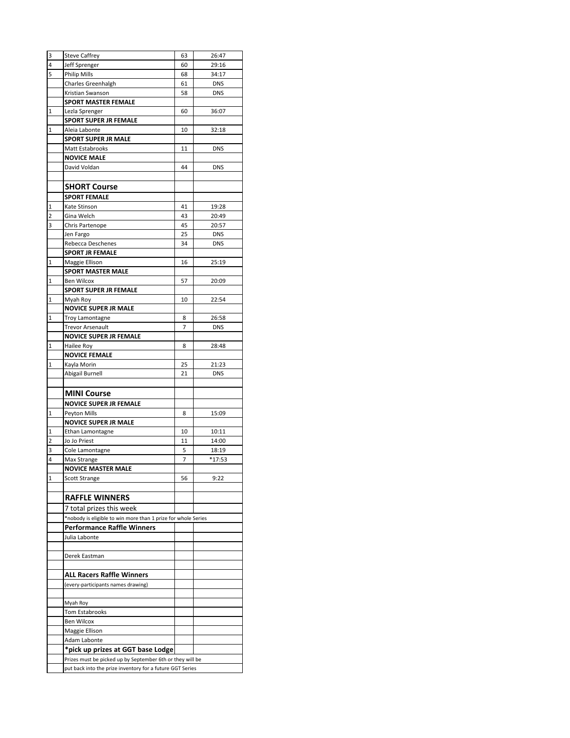| | | | |
|---|---|---|---|
| 3 | Steve Caffrey | 63 | 26:47 |
| 4 | Jeff Sprenger | 60 | 29:16 |
| 5 | Philip Mills | 68 | 34:17 |
| | Charles Greenhalgh | 61 | DNS |
| | Kristian Swanson | 58 | DNS |
| | **SPORT MASTER FEMALE** | | |
| 1 | Lezla Sprenger | 60 | 36:07 |
| | **SPORT SUPER JR FEMALE** | | |
| 1 | Aleia Labonte | 10 | 32:18 |
| | **SPORT SUPER JR MALE** | | |
| | Matt Estabrooks | 11 | DNS |
| | **NOVICE MALE** | | |
| | David Voldan | 44 | DNS |
| | | | |
| | **SHORT Course** | | |
| | **SPORT FEMALE** | | |
| 1 | Kate Stinson | 41 | 19:28 |
| 2 | Gina Welch | 43 | 20:49 |
| 3 | Chris Partenope | 45 | 20:57 |
| | Jen Fargo | 25 | DNS |
| | Rebecca Deschenes | 34 | DNS |
| | **SPORT JR FEMALE** | | |
| 1 | Maggie Ellison | 16 | 25:19 |
| | **SPORT MASTER MALE** | | |
| 1 | Ben Wilcox | 57 | 20:09 |
| | **SPORT SUPER JR FEMALE** | | |
| 1 | Myah Roy | 10 | 22:54 |
| | **NOVICE SUPER JR MALE** | | |
| 1 | Troy Lamontagne | 8 | 26:58 |
| | Trevor Arsenault | 7 | DNS |
| | **NOVICE SUPER JR FEMALE** | | |
| 1 | Hailee Roy | 8 | 28:48 |
| | **NOVICE FEMALE** | | |
| 1 | Kayla Morin | 25 | 21:23 |
| | Abigail Burnell | 21 | DNS |
| | | | |
| | **MINI Course** | | |
| | **NOVICE SUPER JR FEMALE** | | |
| 1 | Peyton Mills | 8 | 15:09 |
| | **NOVICE SUPER JR MALE** | | |
| 1 | Ethan Lamontagne | 10 | 10:11 |
| 2 | Jo Jo Priest | 11 | 14:00 |
| 3 | Cole Lamontagne | 5 | 18:19 |
| 4 | Max Strange | 7 | *17:53 |
| | **NOVICE MASTER MALE** | | |
| 1 | Scott Strange | 56 | 9:22 |
| | | | |
| | **RAFFLE WINNERS** | | |
| | 7 total prizes this week | | |
| | *nobody is eligible to win more than 1 prize for whole Series | | |
| | **Performance Raffle Winners** | | |
| | Julia Labonte | | |
| | | | |
| | Derek Eastman | | |
| | | | |
| | **ALL Racers Raffle Winners** | | |
| | (every-participants names drawing) | | |
| | | | |
| | Myah Roy | | |
| | Tom Estabrooks | | |
| | Ben Wilcox | | |
| | Maggie Ellison | | |
| | Adam Labonte | | |
| | **\*pick up prizes at GGT base Lodge** | | |
| | Prizes must be picked up by September 6th or they will be | | |
| | put back into the prize inventory for a future GGT Series | | |